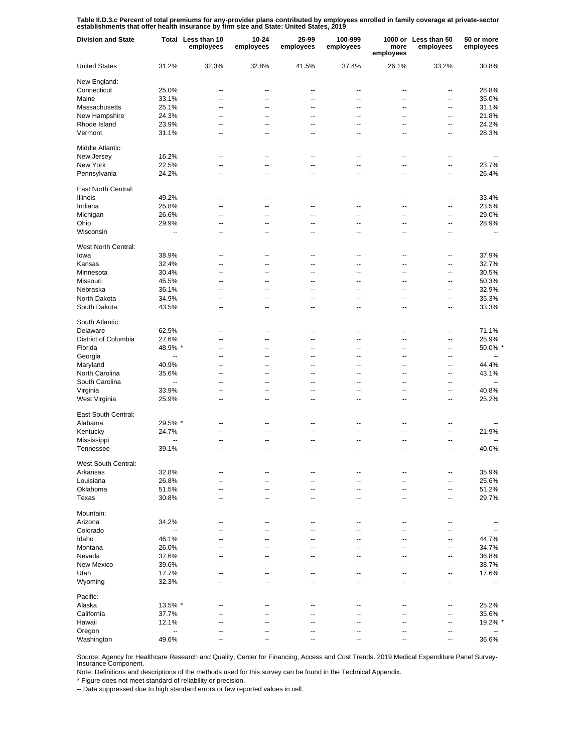**Table II.D.3.c Percent of total premiums for any-provider plans contributed by employees enrolled in family coverage at private-sector establishments that offer health insurance by firm size and State: United States, 2019**

| Division and State | Total | Less than 10 employees | 10-24 employees | 25-99 employees | 100-999 employees | 1000 or more employees | Less than 50 employees | 50 or more employees |
|---|---|---|---|---|---|---|---|---|
| United States | 31.2% | 32.3% | 32.8% | 41.5% | 37.4% | 26.1% | 33.2% | 30.8% |
| New England: | | | | | | | | |
| Connecticut | 25.0% | -- | -- | -- | -- | -- | -- | 28.8% |
| Maine | 33.1% | -- | -- | -- | -- | -- | -- | 35.0% |
| Massachusetts | 25.1% | -- | -- | -- | -- | -- | -- | 31.1% |
| New Hampshire | 24.3% | -- | -- | -- | -- | -- | -- | 21.8% |
| Rhode Island | 23.9% | -- | -- | -- | -- | -- | -- | 24.2% |
| Vermont | 31.1% | -- | -- | -- | -- | -- | -- | 28.3% |
| Middle Atlantic: | | | | | | | | |
| New Jersey | 16.2% | -- | -- | -- | -- | -- | -- | -- |
| New York | 22.5% | -- | -- | -- | -- | -- | -- | 23.7% |
| Pennsylvania | 24.2% | -- | -- | -- | -- | -- | -- | 26.4% |
| East North Central: | | | | | | | | |
| Illinois | 49.2% | -- | -- | -- | -- | -- | -- | 33.4% |
| Indiana | 25.8% | -- | -- | -- | -- | -- | -- | 23.5% |
| Michigan | 26.6% | -- | -- | -- | -- | -- | -- | 29.0% |
| Ohio | 29.9% | -- | -- | -- | -- | -- | -- | 28.9% |
| Wisconsin | -- | -- | -- | -- | -- | -- | -- | -- |
| West North Central: | | | | | | | | |
| Iowa | 38.9% | -- | -- | -- | -- | -- | -- | 37.9% |
| Kansas | 32.4% | -- | -- | -- | -- | -- | -- | 32.7% |
| Minnesota | 30.4% | -- | -- | -- | -- | -- | -- | 30.5% |
| Missouri | 45.5% | -- | -- | -- | -- | -- | -- | 50.3% |
| Nebraska | 36.1% | -- | -- | -- | -- | -- | -- | 32.9% |
| North Dakota | 34.9% | -- | -- | -- | -- | -- | -- | 35.3% |
| South Dakota | 43.5% | -- | -- | -- | -- | -- | -- | 33.3% |
| South Atlantic: | | | | | | | | |
| Delaware | 62.5% | -- | -- | -- | -- | -- | -- | 71.1% |
| District of Columbia | 27.6% | -- | -- | -- | -- | -- | -- | 25.9% |
| Florida | 48.9% * | -- | -- | -- | -- | -- | -- | 50.0% * |
| Georgia | -- | -- | -- | -- | -- | -- | -- | -- |
| Maryland | 40.9% | -- | -- | -- | -- | -- | -- | 44.4% |
| North Carolina | 35.6% | -- | -- | -- | -- | -- | -- | 43.1% |
| South Carolina | -- | -- | -- | -- | -- | -- | -- | -- |
| Virginia | 33.9% | -- | -- | -- | -- | -- | -- | 40.8% |
| West Virginia | 25.9% | -- | -- | -- | -- | -- | -- | 25.2% |
| East South Central: | | | | | | | | |
| Alabama | 29.5% * | -- | -- | -- | -- | -- | -- | -- |
| Kentucky | 24.7% | -- | -- | -- | -- | -- | -- | 21.9% |
| Mississippi | -- | -- | -- | -- | -- | -- | -- | -- |
| Tennessee | 39.1% | -- | -- | -- | -- | -- | -- | 40.0% |
| West South Central: | | | | | | | | |
| Arkansas | 32.8% | -- | -- | -- | -- | -- | -- | 35.9% |
| Louisiana | 26.8% | -- | -- | -- | -- | -- | -- | 25.6% |
| Oklahoma | 51.5% | -- | -- | -- | -- | -- | -- | 51.2% |
| Texas | 30.8% | -- | -- | -- | -- | -- | -- | 29.7% |
| Mountain: | | | | | | | | |
| Arizona | 34.2% | -- | -- | -- | -- | -- | -- | -- |
| Colorado | -- | -- | -- | -- | -- | -- | -- | -- |
| Idaho | 46.1% | -- | -- | -- | -- | -- | -- | 44.7% |
| Montana | 26.0% | -- | -- | -- | -- | -- | -- | 34.7% |
| Nevada | 37.6% | -- | -- | -- | -- | -- | -- | 36.8% |
| New Mexico | 39.6% | -- | -- | -- | -- | -- | -- | 38.7% |
| Utah | 17.7% | -- | -- | -- | -- | -- | -- | 17.6% |
| Wyoming | 32.3% | -- | -- | -- | -- | -- | -- | -- |
| Pacific: | | | | | | | | |
| Alaska | 13.5% * | -- | -- | -- | -- | -- | -- | 25.2% |
| California | 37.7% | -- | -- | -- | -- | -- | -- | 35.6% |
| Hawaii | 12.1% | -- | -- | -- | -- | -- | -- | 19.2% * |
| Oregon | -- | -- | -- | -- | -- | -- | -- | -- |
| Washington | 49.6% | -- | -- | -- | -- | -- | -- | 36.6% |

Source: Agency for Healthcare Research and Quality, Center for Financing, Access and Cost Trends. 2019 Medical Expenditure Panel Survey-Insurance Component.

Note: Definitions and descriptions of the methods used for this survey can be found in the Technical Appendix.

* Figure does not meet standard of reliability or precision.

-- Data suppressed due to high standard errors or few reported values in cell.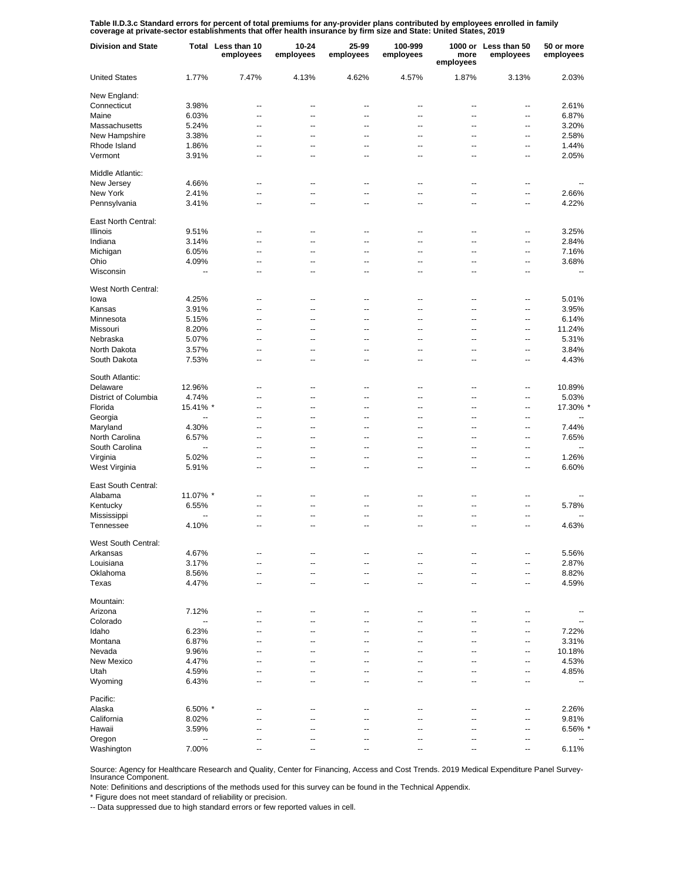**Table II.D.3.c Standard errors for percent of total premiums for any-provider plans contributed by employees enrolled in family coverage at private-sector establishments that offer health insurance by firm size and State: United States, 2019**

| Division and State | Total | Less than 10 employees | 10-24 employees | 25-99 employees | 100-999 employees | 1000 or more employees | Less than 50 employees | 50 or more employees |
|---|---|---|---|---|---|---|---|---|
| United States | 1.77% | 7.47% | 4.13% | 4.62% | 4.57% | 1.87% | 3.13% | 2.03% |
| New England: | | | | | | | | |
| Connecticut | 3.98% | -- | -- | -- | -- | -- | -- | 2.61% |
| Maine | 6.03% | -- | -- | -- | -- | -- | -- | 6.87% |
| Massachusetts | 5.24% | -- | -- | -- | -- | -- | -- | 3.20% |
| New Hampshire | 3.38% | -- | -- | -- | -- | -- | -- | 2.58% |
| Rhode Island | 1.86% | -- | -- | -- | -- | -- | -- | 1.44% |
| Vermont | 3.91% | -- | -- | -- | -- | -- | -- | 2.05% |
| Middle Atlantic: | | | | | | | | |
| New Jersey | 4.66% | -- | -- | -- | -- | -- | -- | -- |
| New York | 2.41% | -- | -- | -- | -- | -- | -- | 2.66% |
| Pennsylvania | 3.41% | -- | -- | -- | -- | -- | -- | 4.22% |
| East North Central: | | | | | | | | |
| Illinois | 9.51% | -- | -- | -- | -- | -- | -- | 3.25% |
| Indiana | 3.14% | -- | -- | -- | -- | -- | -- | 2.84% |
| Michigan | 6.05% | -- | -- | -- | -- | -- | -- | 7.16% |
| Ohio | 4.09% | -- | -- | -- | -- | -- | -- | 3.68% |
| Wisconsin | -- | -- | -- | -- | -- | -- | -- | -- |
| West North Central: | | | | | | | | |
| Iowa | 4.25% | -- | -- | -- | -- | -- | -- | 5.01% |
| Kansas | 3.91% | -- | -- | -- | -- | -- | -- | 3.95% |
| Minnesota | 5.15% | -- | -- | -- | -- | -- | -- | 6.14% |
| Missouri | 8.20% | -- | -- | -- | -- | -- | -- | 11.24% |
| Nebraska | 5.07% | -- | -- | -- | -- | -- | -- | 5.31% |
| North Dakota | 3.57% | -- | -- | -- | -- | -- | -- | 3.84% |
| South Dakota | 7.53% | -- | -- | -- | -- | -- | -- | 4.43% |
| South Atlantic: | | | | | | | | |
| Delaware | 12.96% | -- | -- | -- | -- | -- | -- | 10.89% |
| District of Columbia | 4.74% | -- | -- | -- | -- | -- | -- | 5.03% |
| Florida | 15.41% * | -- | -- | -- | -- | -- | -- | 17.30% * |
| Georgia | -- | -- | -- | -- | -- | -- | -- | -- |
| Maryland | 4.30% | -- | -- | -- | -- | -- | -- | 7.44% |
| North Carolina | 6.57% | -- | -- | -- | -- | -- | -- | 7.65% |
| South Carolina | -- | -- | -- | -- | -- | -- | -- | -- |
| Virginia | 5.02% | -- | -- | -- | -- | -- | -- | 1.26% |
| West Virginia | 5.91% | -- | -- | -- | -- | -- | -- | 6.60% |
| East South Central: | | | | | | | | |
| Alabama | 11.07% * | -- | -- | -- | -- | -- | -- | -- |
| Kentucky | 6.55% | -- | -- | -- | -- | -- | -- | 5.78% |
| Mississippi | -- | -- | -- | -- | -- | -- | -- | -- |
| Tennessee | 4.10% | -- | -- | -- | -- | -- | -- | 4.63% |
| West South Central: | | | | | | | | |
| Arkansas | 4.67% | -- | -- | -- | -- | -- | -- | 5.56% |
| Louisiana | 3.17% | -- | -- | -- | -- | -- | -- | 2.87% |
| Oklahoma | 8.56% | -- | -- | -- | -- | -- | -- | 8.82% |
| Texas | 4.47% | -- | -- | -- | -- | -- | -- | 4.59% |
| Mountain: | | | | | | | | |
| Arizona | 7.12% | -- | -- | -- | -- | -- | -- | -- |
| Colorado | -- | -- | -- | -- | -- | -- | -- | -- |
| Idaho | 6.23% | -- | -- | -- | -- | -- | -- | 7.22% |
| Montana | 6.87% | -- | -- | -- | -- | -- | -- | 3.31% |
| Nevada | 9.96% | -- | -- | -- | -- | -- | -- | 10.18% |
| New Mexico | 4.47% | -- | -- | -- | -- | -- | -- | 4.53% |
| Utah | 4.59% | -- | -- | -- | -- | -- | -- | 4.85% |
| Wyoming | 6.43% | -- | -- | -- | -- | -- | -- | -- |
| Pacific: | | | | | | | | |
| Alaska | 6.50% * | -- | -- | -- | -- | -- | -- | 2.26% |
| California | 8.02% | -- | -- | -- | -- | -- | -- | 9.81% |
| Hawaii | 3.59% | -- | -- | -- | -- | -- | -- | 6.56% * |
| Oregon | -- | -- | -- | -- | -- | -- | -- | -- |
| Washington | 7.00% | -- | -- | -- | -- | -- | -- | 6.11% |

Source: Agency for Healthcare Research and Quality, Center for Financing, Access and Cost Trends. 2019 Medical Expenditure Panel Survey-Insurance Component.

Note: Definitions and descriptions of the methods used for this survey can be found in the Technical Appendix.

\* Figure does not meet standard of reliability or precision.

-- Data suppressed due to high standard errors or few reported values in cell.